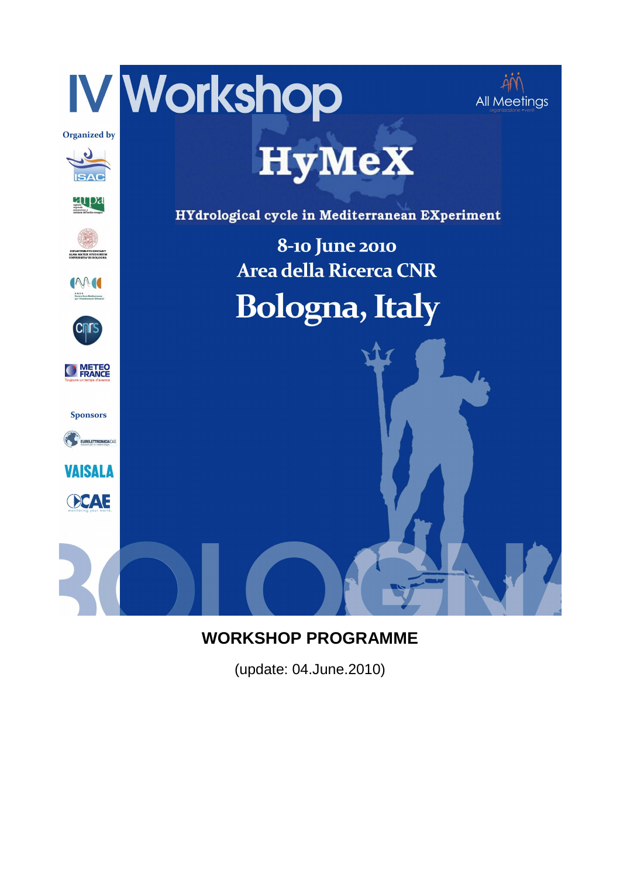# IV Workshop

All Meetings

Organized by

ISAC

arpa

DIPARTIMENTO DISTART ALMA MATER STUDIORUM UNIVERSITA' DI BOLOGNA

CMCC

cnrs

METEO FRANCE

# HyMeX

**HYdrological cycle in Mediterranean EXperiment**

**8-10 June 2010**

**Area della Ricerca CNR**

## Bologna, Italy

Sponsors

EURELETTRONICA ICAS

VAISALA

CAE

BOLOGNA

## WORKSHOP PROGRAMME

(update: 04.June.2010)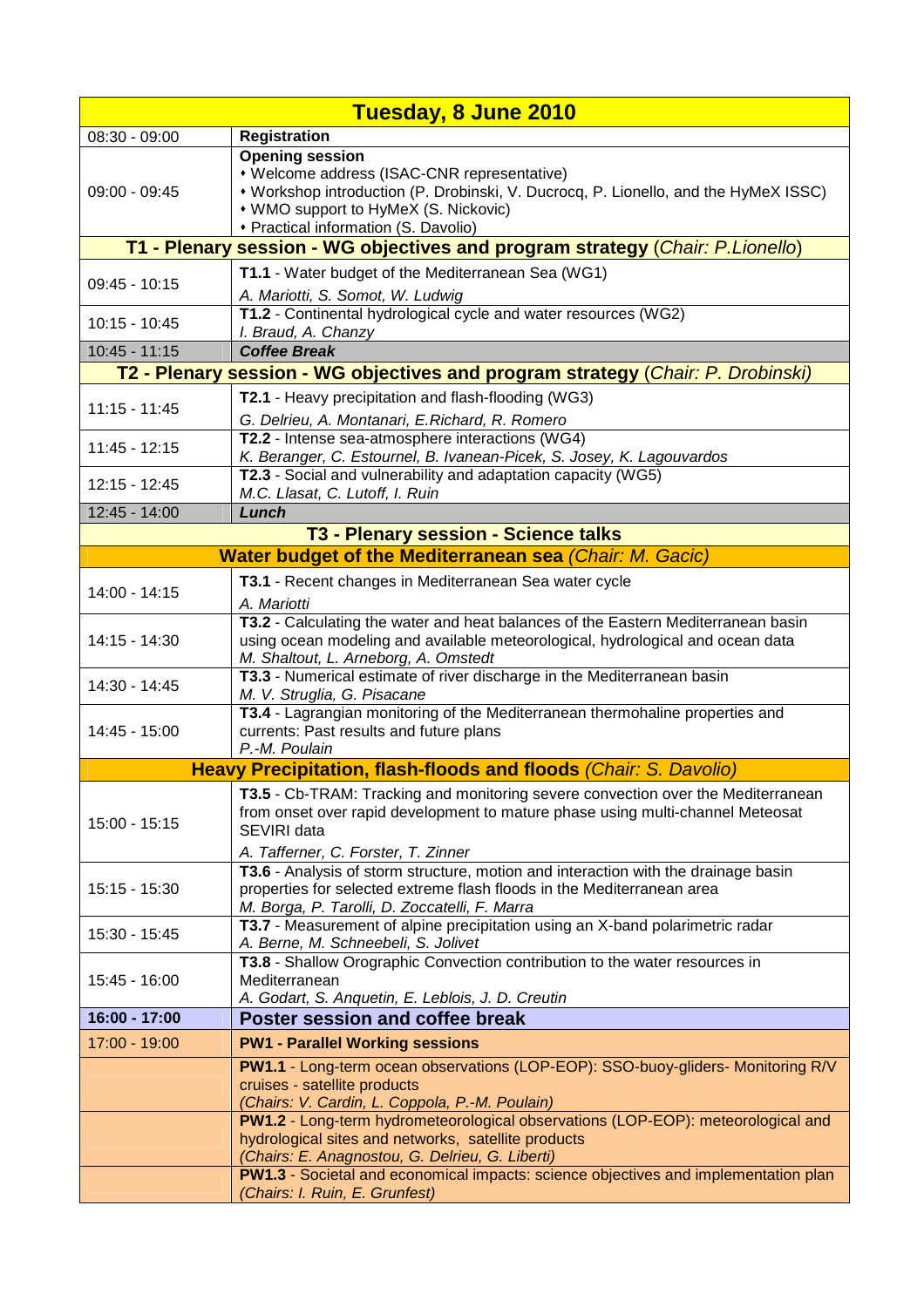| Tuesday, 8 June 2010 | |
|---|---|
| 08:30 - 09:00 | **Registration** |
| 09:00 - 09:45 | **Opening session**<br>• Welcome address (ISAC-CNR representative)<br>• Workshop introduction (P. Drobinski, V. Ducrocq, P. Lionello, and the HyMeX ISSC)<br>• WMO support to HyMeX (S. Nickovic)<br>• Practical information (S. Davolio) |
| **T1 - Plenary session - WG objectives and program strategy** (*Chair: P.Lionello*) | |
| 09:45 - 10:15 | **T1.1** - Water budget of the Mediterranean Sea (WG1)<br>*A. Mariotti, S. Somot, W. Ludwig* |
| 10:15 - 10:45 | **T1.2** - Continental hydrological cycle and water resources (WG2)<br>*I. Braud, A. Chanzy* |
| 10:45 - 11:15 | ***Coffee Break*** |
| **T2 - Plenary session - WG objectives and program strategy** (*Chair: P. Drobinski*) | |
| 11:15 - 11:45 | **T2.1** - Heavy precipitation and flash-flooding (WG3)<br>*G. Delrieu, A. Montanari, E.Richard, R. Romero* |
| 11:45 - 12:15 | **T2.2** - Intense sea-atmosphere interactions (WG4)<br>*K. Beranger, C. Estournel, B. Ivanean-Picek, S. Josey, K. Lagouvardos* |
| 12:15 - 12:45 | **T2.3** - Social and vulnerability and adaptation capacity (WG5)<br>*M.C. Llasat, C. Lutoff, I. Ruin* |
| 12:45 - 14:00 | ***Lunch*** |
| **T3 - Plenary session - Science talks** | |
| **Water budget of the Mediterranean sea** (*Chair: M. Gacic*) | |
| 14:00 - 14:15 | **T3.1** - Recent changes in Mediterranean Sea water cycle<br>*A. Mariotti* |
| 14:15 - 14:30 | **T3.2** - Calculating the water and heat balances of the Eastern Mediterranean basin using ocean modeling and available meteorological, hydrological and ocean data<br>*M. Shaltout, L. Arneborg, A. Omstedt* |
| 14:30 - 14:45 | **T3.3** - Numerical estimate of river discharge in the Mediterranean basin<br>*M. V. Struglia, G. Pisacane* |
| 14:45 - 15:00 | **T3.4** - Lagrangian monitoring of the Mediterranean thermohaline properties and currents: Past results and future plans<br>*P.-M. Poulain* |
| **Heavy Precipitation, flash-floods and floods** (*Chair: S. Davolio*) | |
| 15:00 - 15:15 | **T3.5** - Cb-TRAM: Tracking and monitoring severe convection over the Mediterranean from onset over rapid development to mature phase using multi-channel Meteosat SEVIRI data<br>*A. Tafferner, C. Forster, T. Zinner* |
| 15:15 - 15:30 | **T3.6** - Analysis of storm structure, motion and interaction with the drainage basin properties for selected extreme flash floods in the Mediterranean area<br>*M. Borga, P. Tarolli, D. Zoccatelli, F. Marra* |
| 15:30 - 15:45 | **T3.7** - Measurement of alpine precipitation using an X-band polarimetric radar<br>*A. Berne, M. Schneebeli, S. Jolivet* |
| 15:45 - 16:00 | **T3.8** - Shallow Orographic Convection contribution to the water resources in Mediterranean<br>*A. Godart, S. Anquetin, E. Leblois, J. D. Creutin* |
| **16:00 - 17:00** | **Poster session and coffee break** |
| 17:00 - 19:00 | **PW1 - Parallel Working sessions** |
| | **PW1.1** - Long-term ocean observations (LOP-EOP): SSO-buoy-gliders- Monitoring R/V cruises - satellite products<br>*(Chairs: V. Cardin, L. Coppola, P.-M. Poulain)* |
| | **PW1.2** - Long-term hydrometeorological observations (LOP-EOP): meteorological and hydrological sites and networks, satellite products<br>*(Chairs: E. Anagnostou, G. Delrieu, G. Liberti)* |
| | **PW1.3** - Societal and economical impacts: science objectives and implementation plan<br>*(Chairs: I. Ruin, E. Grunfest)* |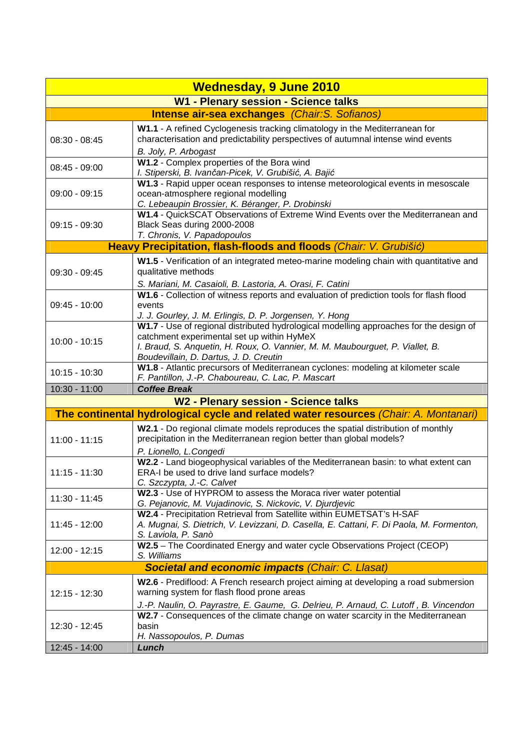| Wednesday, 9 June 2010 | |
|---|---|
| **W1 - Plenary session - Science talks** | |
| **Intense air-sea exchanges** *(Chair:S. Sofianos)* | |
| 08:30 - 08:45 | **W1.1** - A refined Cyclogenesis tracking climatology in the Mediterranean for characterisation and predictability perspectives of autumnal intense wind events<br>*B. Joly, P. Arbogast* |
| 08:45 - 09:00 | **W1.2** - Complex properties of the Bora wind<br>*I. Stiperski, B. Ivančan-Picek, V. Grubišić, A. Bajić* |
| 09:00 - 09:15 | **W1.3** - Rapid upper ocean responses to intense meteorological events in mesoscale ocean-atmosphere regional modelling<br>*C. Lebeaupin Brossier, K. Béranger, P. Drobinski* |
| 09:15 - 09:30 | **W1.4** - QuickSCAT Observations of Extreme Wind Events over the Mediterranean and Black Seas during 2000-2008<br>*T. Chronis, V. Papadopoulos* |
| **Heavy Precipitation, flash-floods and floods** *(Chair: V. Grubišić)* | |
| 09:30 - 09:45 | **W1.5** - Verification of an integrated meteo-marine modeling chain with quantitative and qualitative methods<br>*S. Mariani, M. Casaioli, B. Lastoria, A. Orasi, F. Catini* |
| 09:45 - 10:00 | **W1.6** - Collection of witness reports and evaluation of prediction tools for flash flood events<br>*J. J. Gourley, J. M. Erlingis, D. P. Jorgensen, Y. Hong* |
| 10:00 - 10:15 | **W1.7** - Use of regional distributed hydrological modelling approaches for the design of catchment experimental set up within HyMeX<br>*I. Braud, S. Anquetin, H. Roux, O. Vannier, M. M. Maubourguet, P. Viallet, B. Boudevillain, D. Dartus, J. D. Creutin* |
| 10:15 - 10:30 | **W1.8** - Atlantic precursors of Mediterranean cyclones: modeling at kilometer scale<br>*F. Pantillon, J.-P. Chaboureau, C. Lac, P. Mascart* |
| 10:30 - 11:00 | ***Coffee Break*** |
| **W2 - Plenary session - Science talks** | |
| **The continental hydrological cycle and related water resources** *(Chair: A. Montanari)* | |
| 11:00 - 11:15 | **W2.1** - Do regional climate models reproduces the spatial distribution of monthly precipitation in the Mediterranean region better than global models?<br>*P. Lionello, L.Congedi* |
| 11:15 - 11:30 | **W2.2** - Land biogeophysical variables of the Mediterranean basin: to what extent can ERA-I be used to drive land surface models?<br>*C. Szczypta, J.-C. Calvet* |
| 11:30 - 11:45 | **W2.3** - Use of HYPROM to assess the Moraca river water potential<br>*G. Pejanovic, M. Vujadinovic, S. Nickovic, V. Djurdjevic* |
| 11:45 - 12:00 | **W2.4** - Precipitation Retrieval from Satellite within EUMETSAT's H-SAF<br>*A. Mugnai, S. Dietrich, V. Levizzani, D. Casella, E. Cattani, F. Di Paola, M. Formenton, S. Laviola, P. Sanò* |
| 12:00 - 12:15 | **W2.5** – The Coordinated Energy and water cycle Observations Project (CEOP)<br>*S. Williams* |
| ***Societal and economic impacts*** *(Chair: C. Llasat)* | |
| 12:15 - 12:30 | **W2.6** - Prediflood: A French research project aiming at developing a road submersion warning system for flash flood prone areas<br>*J.-P. Naulin, O. Payrastre, E. Gaume, G. Delrieu, P. Arnaud, C. Lutoff , B. Vincendon* |
| 12:30 - 12:45 | **W2.7** - Consequences of the climate change on water scarcity in the Mediterranean basin<br>*H. Nassopoulos, P. Dumas* |
| 12:45 - 14:00 | ***Lunch*** |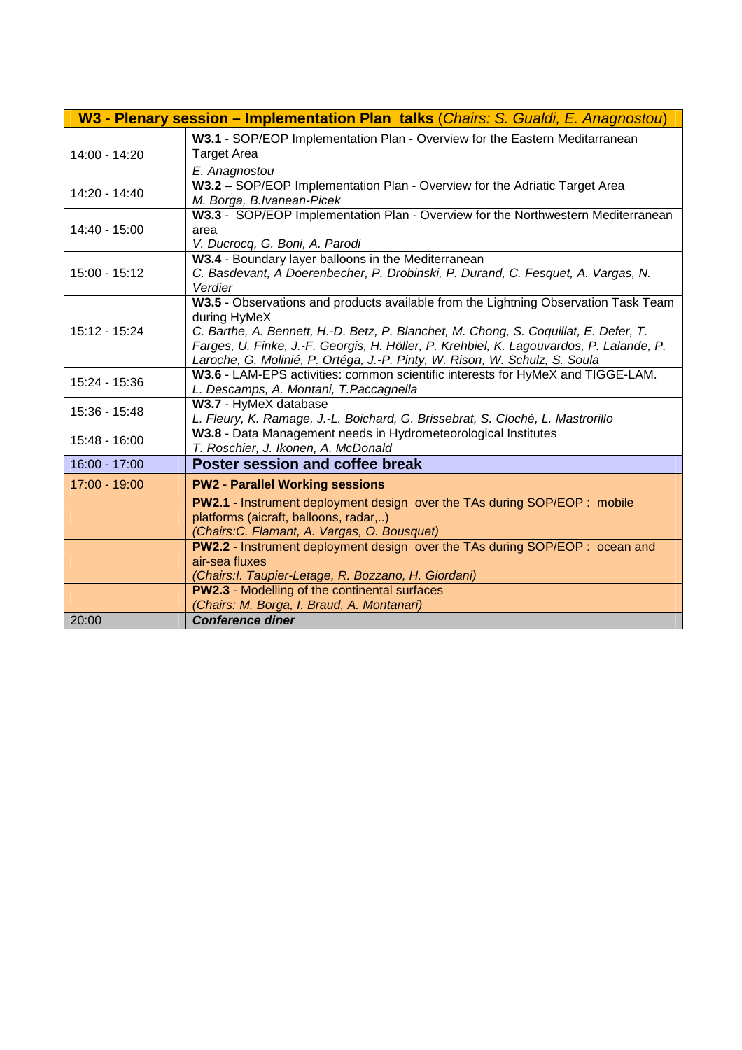| W3 - Plenary session – Implementation Plan talks (*Chairs: S. Gualdi, E. Anagnostou*) | |
|---|---|
| 14:00 - 14:20 | **W3.1** - SOP/EOP Implementation Plan - Overview for the Eastern Meditarranean Target Area<br>*E. Anagnostou* |
| 14:20 - 14:40 | **W3.2** – SOP/EOP Implementation Plan - Overview for the Adriatic Target Area<br>*M. Borga, B.Ivanean-Picek* |
| 14:40 - 15:00 | **W3.3** - SOP/EOP Implementation Plan - Overview for the Northwestern Mediterranean area<br>*V. Ducrocq, G. Boni, A. Parodi* |
| 15:00 - 15:12 | **W3.4** - Boundary layer balloons in the Mediterranean<br>*C. Basdevant, A Doerenbecher, P. Drobinski, P. Durand, C. Fesquet, A. Vargas, N. Verdier* |
| 15:12 - 15:24 | **W3.5** - Observations and products available from the Lightning Observation Task Team during HyMeX<br>*C. Barthe, A. Bennett, H.-D. Betz, P. Blanchet, M. Chong, S. Coquillat, E. Defer, T. Farges, U. Finke, J.-F. Georgis, H. Höller, P. Krehbiel, K. Lagouvardos, P. Lalande, P. Laroche, G. Molinié, P. Ortéga, J.-P. Pinty, W. Rison, W. Schulz, S. Soula* |
| 15:24 - 15:36 | **W3.6** - LAM-EPS activities: common scientific interests for HyMeX and TIGGE-LAM.<br>*L. Descamps, A. Montani, T.Paccagnella* |
| 15:36 - 15:48 | **W3.7** - HyMeX database<br>*L. Fleury, K. Ramage, J.-L. Boichard, G. Brissebrat, S. Cloché, L. Mastrorillo* |
| 15:48 - 16:00 | **W3.8** - Data Management needs in Hydrometeorological Institutes<br>*T. Roschier, J. Ikonen, A. McDonald* |
| 16:00 - 17:00 | **Poster session and coffee break** |
| 17:00 - 19:00 | **PW2 - Parallel Working sessions** |
| | **PW2.1** - Instrument deployment design over the TAs during SOP/EOP : mobile platforms (aicraft, balloons, radar,..)<br>*(Chairs:C. Flamant, A. Vargas, O. Bousquet)* |
| | **PW2.2** - Instrument deployment design over the TAs during SOP/EOP : ocean and air-sea fluxes<br>*(Chairs:I. Taupier-Letage, R. Bozzano, H. Giordani)* |
| | **PW2.3** - Modelling of the continental surfaces<br>*(Chairs: M. Borga, I. Braud, A. Montanari)* |
| 20:00 | ***Conference diner*** |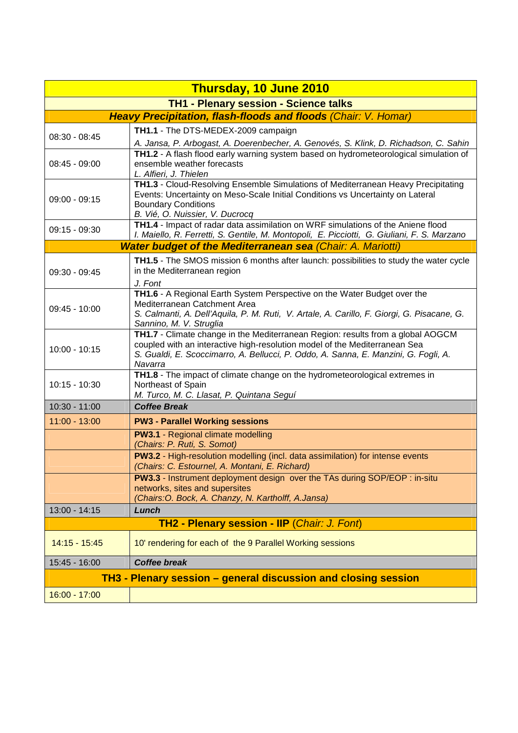| | |
|---|---|
| **Thursday, 10 June 2010** | |
| **TH1 - Plenary session - Science talks** | |
| ***Heavy Precipitation, flash-floods and floods*** *(Chair: V. Homar)* | |
| 08:30 - 08:45 | **TH1.1** - The DTS-MEDEX-2009 campaign<br>*A. Jansa, P. Arbogast, A. Doerenbecher, A. Genovés, S. Klink, D. Richadson, C. Sahin* |
| 08:45 - 09:00 | **TH1.2** - A flash flood early warning system based on hydrometeorological simulation of ensemble weather forecasts<br>*L. Alfieri, J. Thielen* |
| 09:00 - 09:15 | **TH1.3** - Cloud-Resolving Ensemble Simulations of Mediterranean Heavy Precipitating Events: Uncertainty on Meso-Scale Initial Conditions vs Uncertainty on Lateral Boundary Conditions<br>*B. Vié, O. Nuissier, V. Ducrocq* |
| 09:15 - 09:30 | **TH1.4** - Impact of radar data assimilation on WRF simulations of the Aniene flood<br>*I. Maiello, R. Ferretti, S. Gentile, M. Montopoli, E. Picciotti, G. Giuliani, F. S. Marzano* |
| ***Water budget of the Mediterranean sea*** *(Chair: A. Mariotti)* | |
| 09:30 - 09:45 | **TH1.5** - The SMOS mission 6 months after launch: possibilities to study the water cycle in the Mediterranean region<br>*J. Font* |
| 09:45 - 10:00 | **TH1.6** - A Regional Earth System Perspective on the Water Budget over the Mediterranean Catchment Area<br>*S. Calmanti, A. Dell'Aquila, P. M. Ruti, V. Artale, A. Carillo, F. Giorgi, G. Pisacane, G. Sannino, M. V. Struglia* |
| 10:00 - 10:15 | **TH1.7** - Climate change in the Mediterranean Region: results from a global AOGCM coupled with an interactive high-resolution model of the Mediterranean Sea<br>*S. Gualdi, E. Scoccimarro, A. Bellucci, P. Oddo, A. Sanna, E. Manzini, G. Fogli, A. Navarra* |
| 10:15 - 10:30 | **TH1.8** - The impact of climate change on the hydrometeorological extremes in Northeast of Spain<br>*M. Turco, M. C. Llasat, P. Quintana Seguí* |
| 10:30 - 11:00 | ***Coffee Break*** |
| 11:00 - 13:00 | **PW3 - Parallel Working sessions** |
| | **PW3.1** - Regional climate modelling<br>*(Chairs: P. Ruti, S. Somot)* |
| | **PW3.2** - High-resolution modelling (incl. data assimilation) for intense events<br>*(Chairs: C. Estournel, A. Montani, E. Richard)* |
| | **PW3.3** - Instrument deployment design over the TAs during SOP/EOP : in-situ networks, sites and supersites<br>*(Chairs:O. Bock, A. Chanzy, N. Kartholff, A.Jansa)* |
| 13:00 - 14:15 | ***Lunch*** |
| **TH2 - Plenary session - IIP** (*Chair: J. Font*) | |
| 14:15 - 15:45 | 10' rendering for each of the 9 Parallel Working sessions |
| 15:45 - 16:00 | ***Coffee break*** |
| **TH3 - Plenary session – general discussion and closing session** | |
| 16:00 - 17:00 | |